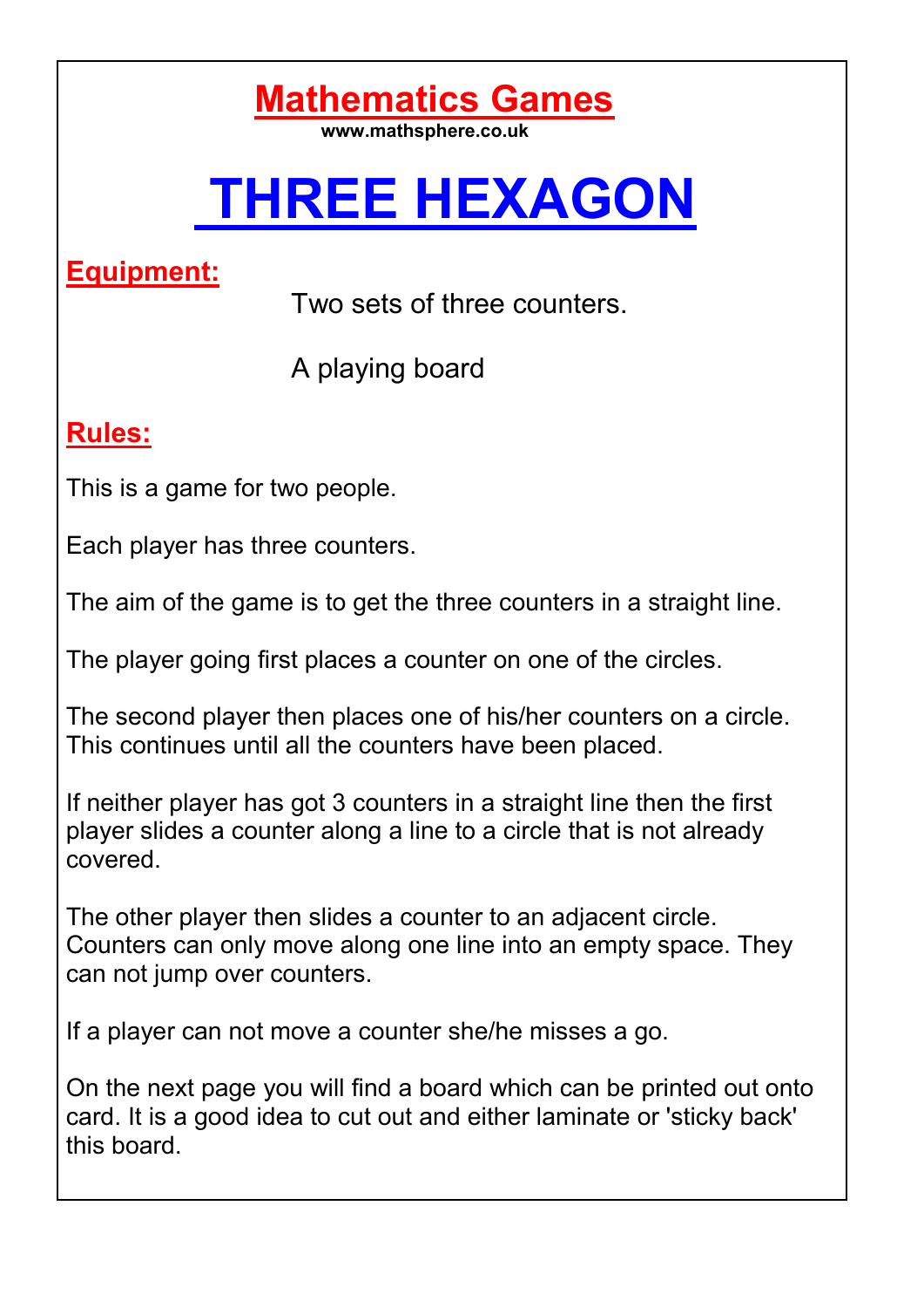# Mathematics Games

www.mathsphere.co.uk

# THREE HEXAGON

## Equipment:

Two sets of three counters.

A playing board

## Rules:

This is a game for two people.

Each player has three counters.

The aim of the game is to get the three counters in a straight line.

The player going first places a counter on one of the circles.

The second player then places one of his/her counters on a circle. This continues until all the counters have been placed.

If neither player has got 3 counters in a straight line then the first player slides a counter along a line to a circle that is not already covered.

The other player then slides a counter to an adjacent circle. Counters can only move along one line into an empty space. They can not jump over counters.

If a player can not move a counter she/he misses a go.

On the next page you will find a board which can be printed out onto card. It is a good idea to cut out and either laminate or 'sticky back' this board.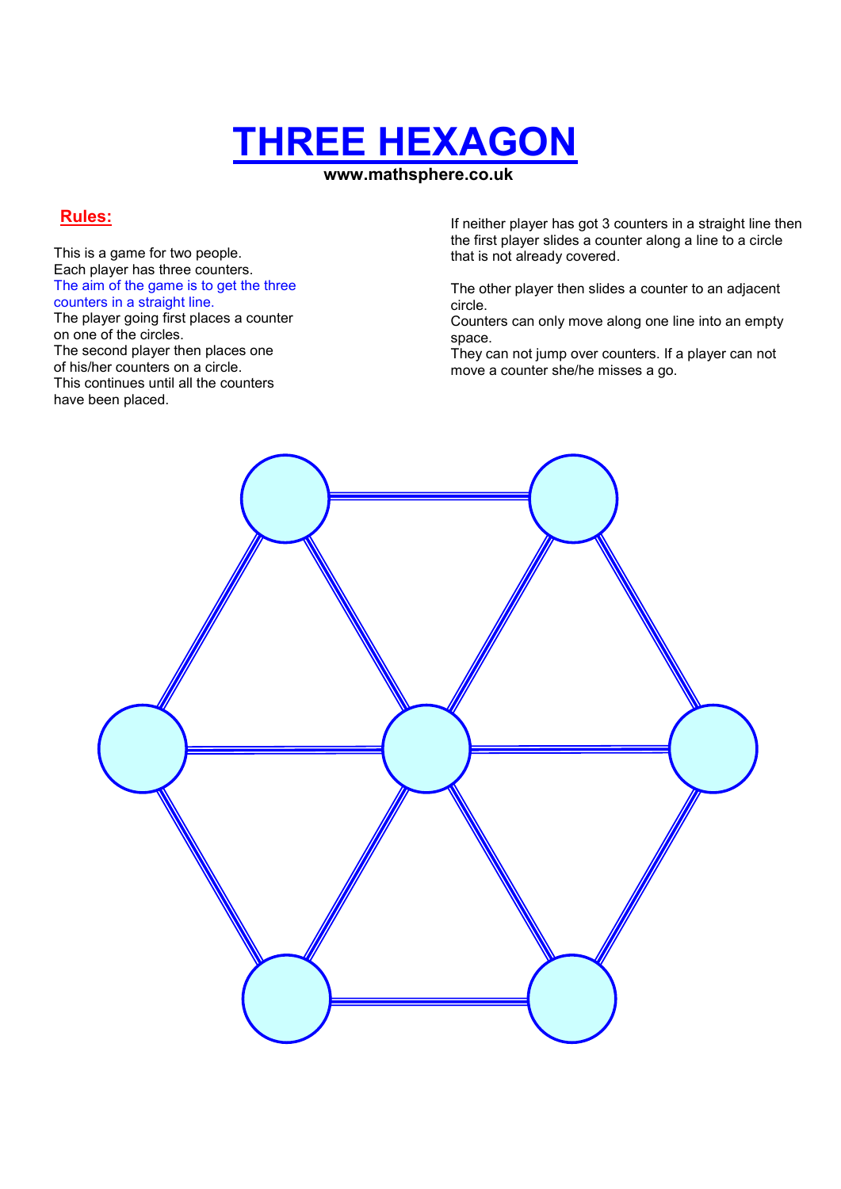# THREE HEXAGON

**www.mathsphere.co.uk**

## Rules:

This is a game for two people.
Each player has three counters.
The aim of the game is to get the three counters in a straight line.
The player going first places a counter on one of the circles.
The second player then places one of his/her counters on a circle.
This continues until all the counters have been placed.

If neither player has got 3 counters in a straight line then the first player slides a counter along a line to a circle that is not already covered.

The other player then slides a counter to an adjacent circle.
Counters can only move along one line into an empty space.
They can not jump over counters. If a player can not move a counter she/he misses a go.